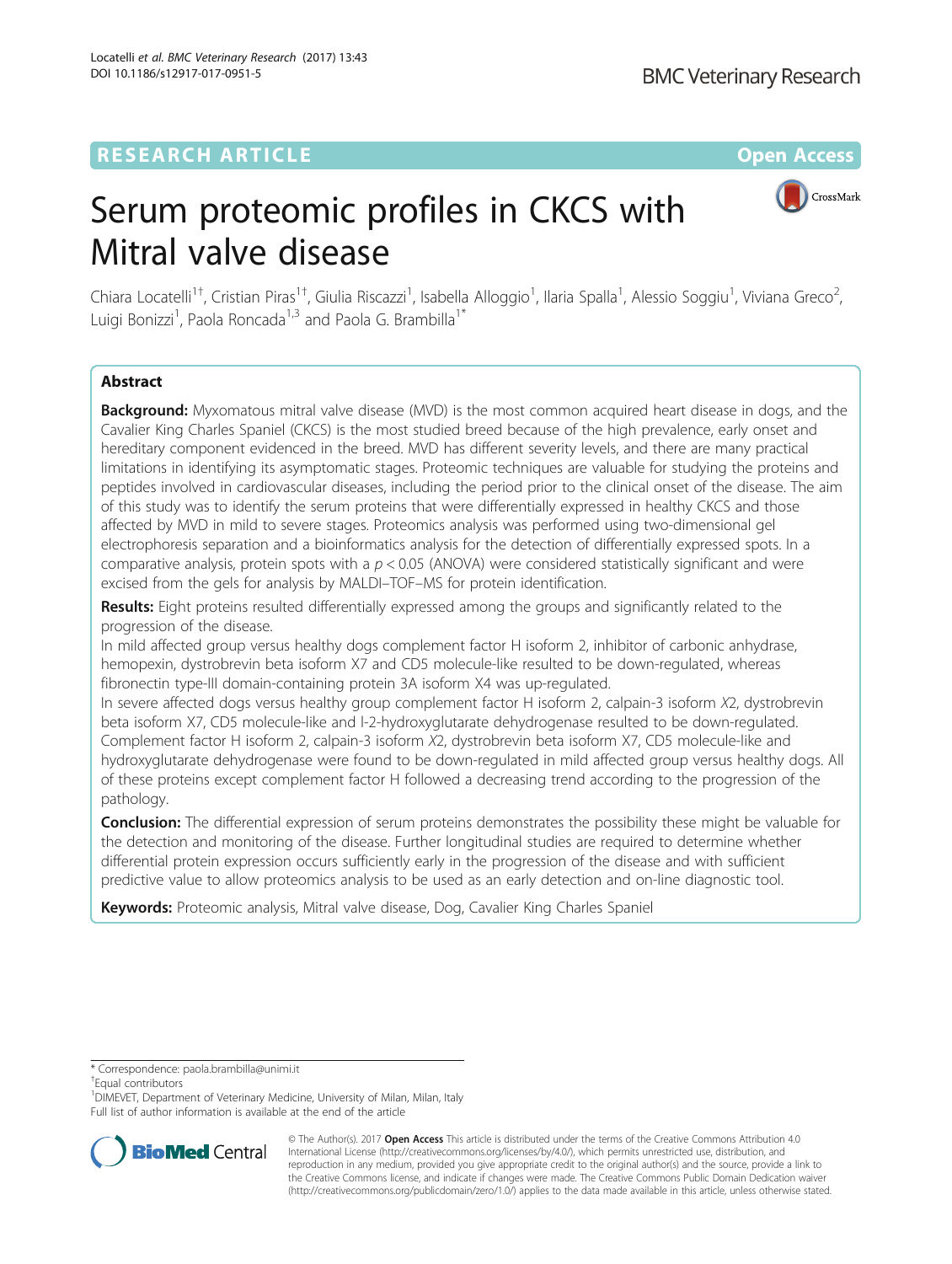RESEARCH ARTICLE

Open Access

# Serum proteomic profiles in CKCS with Mitral valve disease

Chiara Locatelli[1†], Cristian Piras[1†], Giulia Riscazzi[1], Isabella Alloggio[1], Ilaria Spalla[1], Alessio Soggiu[1], Viviana Greco[2], Luigi Bonizzi[1], Paola Roncada[1,3] and Paola G. Brambilla[1*]

## Abstract

**Background:** Myxomatous mitral valve disease (MVD) is the most common acquired heart disease in dogs, and the Cavalier King Charles Spaniel (CKCS) is the most studied breed because of the high prevalence, early onset and hereditary component evidenced in the breed. MVD has different severity levels, and there are many practical limitations in identifying its asymptomatic stages. Proteomic techniques are valuable for studying the proteins and peptides involved in cardiovascular diseases, including the period prior to the clinical onset of the disease. The aim of this study was to identify the serum proteins that were differentially expressed in healthy CKCS and those affected by MVD in mild to severe stages. Proteomics analysis was performed using two-dimensional gel electrophoresis separation and a bioinformatics analysis for the detection of differentially expressed spots. In a comparative analysis, protein spots with a $p < 0.05$ (ANOVA) were considered statistically significant and were excised from the gels for analysis by MALDI–TOF–MS for protein identification.

**Results:** Eight proteins resulted differentially expressed among the groups and significantly related to the progression of the disease.

In mild affected group versus healthy dogs complement factor H isoform 2, inhibitor of carbonic anhydrase, hemopexin, dystrobrevin beta isoform X7 and CD5 molecule-like resulted to be down-regulated, whereas fibronectin type-III domain-containing protein 3A isoform X4 was up-regulated.

In severe affected dogs versus healthy group complement factor H isoform 2, calpain-3 isoform *X*2, dystrobrevin beta isoform X7, CD5 molecule-like and l-2-hydroxyglutarate dehydrogenase resulted to be down-regulated. Complement factor H isoform 2, calpain-3 isoform *X*2, dystrobrevin beta isoform X7, CD5 molecule-like and hydroxyglutarate dehydrogenase were found to be down-regulated in mild affected group versus healthy dogs. All of these proteins except complement factor H followed a decreasing trend according to the progression of the pathology.

**Conclusion:** The differential expression of serum proteins demonstrates the possibility these might be valuable for the detection and monitoring of the disease. Further longitudinal studies are required to determine whether differential protein expression occurs sufficiently early in the progression of the disease and with sufficient predictive value to allow proteomics analysis to be used as an early detection and on-line diagnostic tool.

**Keywords:** Proteomic analysis, Mitral valve disease, Dog, Cavalier King Charles Spaniel

\* Correspondence: paola.brambilla@unimi.it
†Equal contributors
[1]DIMEVET, Department of Veterinary Medicine, University of Milan, Milan, Italy
Full list of author information is available at the end of the article

© The Author(s). 2017 **Open Access** This article is distributed under the terms of the Creative Commons Attribution 4.0 International License (http://creativecommons.org/licenses/by/4.0/), which permits unrestricted use, distribution, and reproduction in any medium, provided you give appropriate credit to the original author(s) and the source, provide a link to the Creative Commons license, and indicate if changes were made. The Creative Commons Public Domain Dedication waiver (http://creativecommons.org/publicdomain/zero/1.0/) applies to the data made available in this article, unless otherwise stated.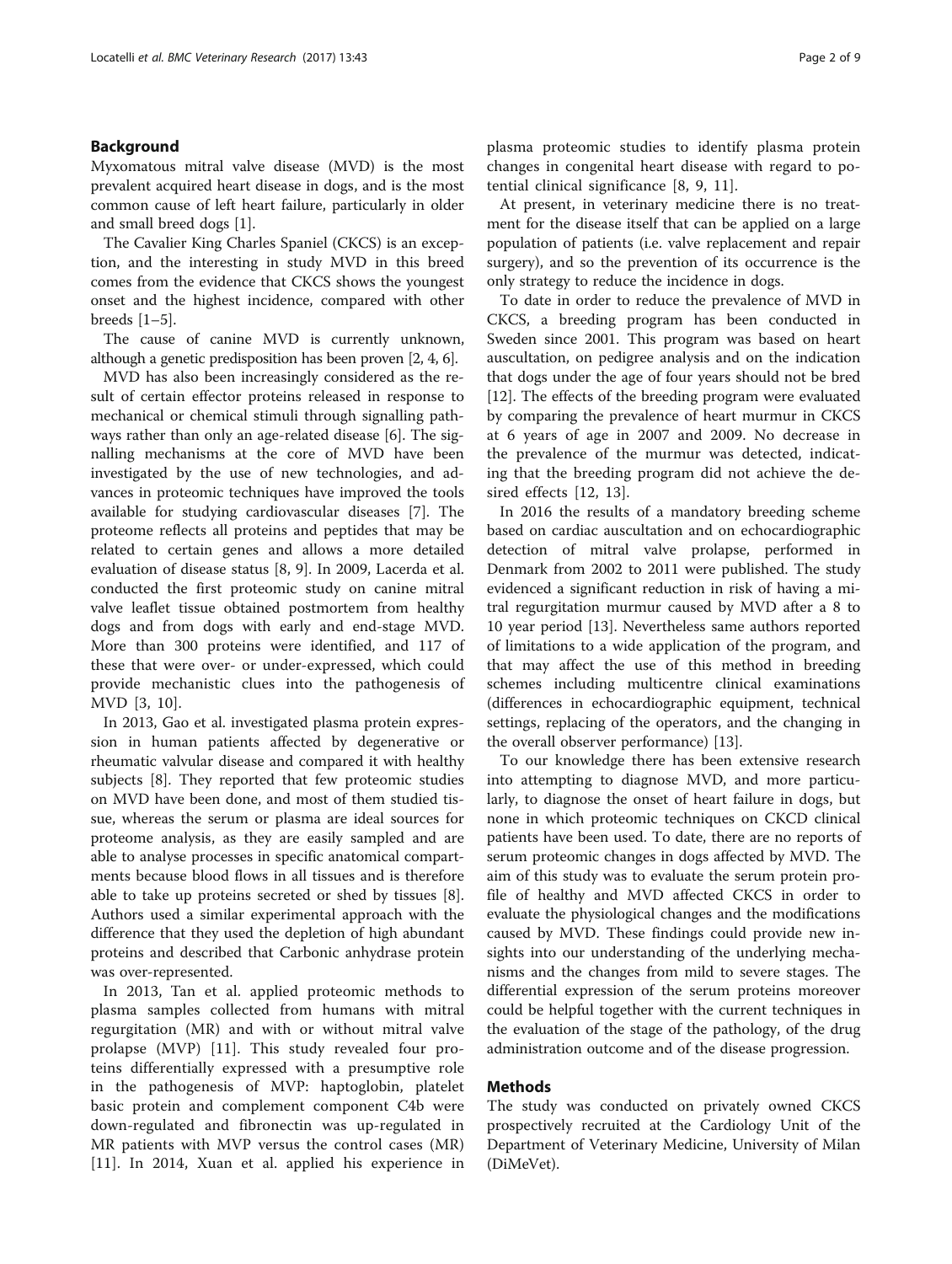## Background

Myxomatous mitral valve disease (MVD) is the most prevalent acquired heart disease in dogs, and is the most common cause of left heart failure, particularly in older and small breed dogs [1].

The Cavalier King Charles Spaniel (CKCS) is an exception, and the interesting in study MVD in this breed comes from the evidence that CKCS shows the youngest onset and the highest incidence, compared with other breeds [1–5].

The cause of canine MVD is currently unknown, although a genetic predisposition has been proven [2, 4, 6].

MVD has also been increasingly considered as the result of certain effector proteins released in response to mechanical or chemical stimuli through signalling pathways rather than only an age-related disease [6]. The signalling mechanisms at the core of MVD have been investigated by the use of new technologies, and advances in proteomic techniques have improved the tools available for studying cardiovascular diseases [7]. The proteome reflects all proteins and peptides that may be related to certain genes and allows a more detailed evaluation of disease status [8, 9]. In 2009, Lacerda et al. conducted the first proteomic study on canine mitral valve leaflet tissue obtained postmortem from healthy dogs and from dogs with early and end-stage MVD. More than 300 proteins were identified, and 117 of these that were over- or under-expressed, which could provide mechanistic clues into the pathogenesis of MVD [3, 10].

In 2013, Gao et al. investigated plasma protein expression in human patients affected by degenerative or rheumatic valvular disease and compared it with healthy subjects [8]. They reported that few proteomic studies on MVD have been done, and most of them studied tissue, whereas the serum or plasma are ideal sources for proteome analysis, as they are easily sampled and are able to analyse processes in specific anatomical compartments because blood flows in all tissues and is therefore able to take up proteins secreted or shed by tissues [8]. Authors used a similar experimental approach with the difference that they used the depletion of high abundant proteins and described that Carbonic anhydrase protein was over-represented.

In 2013, Tan et al. applied proteomic methods to plasma samples collected from humans with mitral regurgitation (MR) and with or without mitral valve prolapse (MVP) [11]. This study revealed four proteins differentially expressed with a presumptive role in the pathogenesis of MVP: haptoglobin, platelet basic protein and complement component C4b were down-regulated and fibronectin was up-regulated in MR patients with MVP versus the control cases (MR) [11]. In 2014, Xuan et al. applied his experience in plasma proteomic studies to identify plasma protein changes in congenital heart disease with regard to potential clinical significance [8, 9, 11].

At present, in veterinary medicine there is no treatment for the disease itself that can be applied on a large population of patients (i.e. valve replacement and repair surgery), and so the prevention of its occurrence is the only strategy to reduce the incidence in dogs.

To date in order to reduce the prevalence of MVD in CKCS, a breeding program has been conducted in Sweden since 2001. This program was based on heart auscultation, on pedigree analysis and on the indication that dogs under the age of four years should not be bred [12]. The effects of the breeding program were evaluated by comparing the prevalence of heart murmur in CKCS at 6 years of age in 2007 and 2009. No decrease in the prevalence of the murmur was detected, indicating that the breeding program did not achieve the desired effects [12, 13].

In 2016 the results of a mandatory breeding scheme based on cardiac auscultation and on echocardiographic detection of mitral valve prolapse, performed in Denmark from 2002 to 2011 were published. The study evidenced a significant reduction in risk of having a mitral regurgitation murmur caused by MVD after a 8 to 10 year period [13]. Nevertheless same authors reported of limitations to a wide application of the program, and that may affect the use of this method in breeding schemes including multicentre clinical examinations (differences in echocardiographic equipment, technical settings, replacing of the operators, and the changing in the overall observer performance) [13].

To our knowledge there has been extensive research into attempting to diagnose MVD, and more particularly, to diagnose the onset of heart failure in dogs, but none in which proteomic techniques on CKCD clinical patients have been used. To date, there are no reports of serum proteomic changes in dogs affected by MVD. The aim of this study was to evaluate the serum protein profile of healthy and MVD affected CKCS in order to evaluate the physiological changes and the modifications caused by MVD. These findings could provide new insights into our understanding of the underlying mechanisms and the changes from mild to severe stages. The differential expression of the serum proteins moreover could be helpful together with the current techniques in the evaluation of the stage of the pathology, of the drug administration outcome and of the disease progression.

## Methods

The study was conducted on privately owned CKCS prospectively recruited at the Cardiology Unit of the Department of Veterinary Medicine, University of Milan (DiMeVet).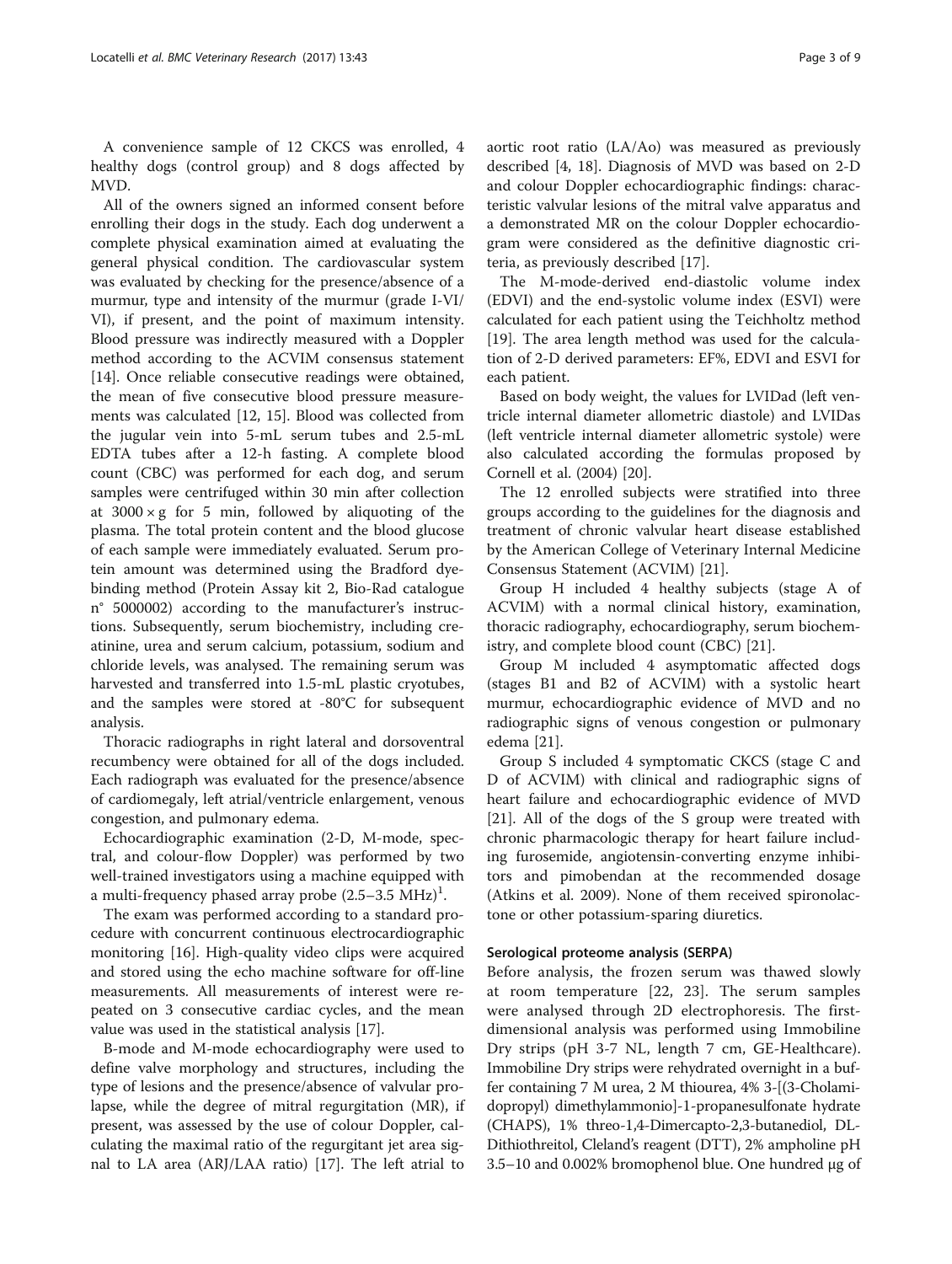A convenience sample of 12 CKCS was enrolled, 4 healthy dogs (control group) and 8 dogs affected by MVD.

All of the owners signed an informed consent before enrolling their dogs in the study. Each dog underwent a complete physical examination aimed at evaluating the general physical condition. The cardiovascular system was evaluated by checking for the presence/absence of a murmur, type and intensity of the murmur (grade I-VI/VI), if present, and the point of maximum intensity. Blood pressure was indirectly measured with a Doppler method according to the ACVIM consensus statement [14]. Once reliable consecutive readings were obtained, the mean of five consecutive blood pressure measurements was calculated [12, 15]. Blood was collected from the jugular vein into 5-mL serum tubes and 2.5-mL EDTA tubes after a 12-h fasting. A complete blood count (CBC) was performed for each dog, and serum samples were centrifuged within 30 min after collection at $3000 \times g$ for 5 min, followed by aliquoting of the plasma. The total protein content and the blood glucose of each sample were immediately evaluated. Serum protein amount was determined using the Bradford dye-binding method (Protein Assay kit 2, Bio-Rad catalogue n° 5000002) according to the manufacturer's instructions. Subsequently, serum biochemistry, including creatinine, urea and serum calcium, potassium, sodium and chloride levels, was analysed. The remaining serum was harvested and transferred into 1.5-mL plastic cryotubes, and the samples were stored at -80°C for subsequent analysis.

Thoracic radiographs in right lateral and dorsoventral recumbency were obtained for all of the dogs included. Each radiograph was evaluated for the presence/absence of cardiomegaly, left atrial/ventricle enlargement, venous congestion, and pulmonary edema.

Echocardiographic examination (2-D, M-mode, spectral, and colour-flow Doppler) was performed by two well-trained investigators using a machine equipped with a multi-frequency phased array probe (2.5–3.5 MHz)[1].

The exam was performed according to a standard procedure with concurrent continuous electrocardiographic monitoring [16]. High-quality video clips were acquired and stored using the echo machine software for off-line measurements. All measurements of interest were repeated on 3 consecutive cardiac cycles, and the mean value was used in the statistical analysis [17].

B-mode and M-mode echocardiography were used to define valve morphology and structures, including the type of lesions and the presence/absence of valvular prolapse, while the degree of mitral regurgitation (MR), if present, was assessed by the use of colour Doppler, calculating the maximal ratio of the regurgitant jet area signal to LA area (ARJ/LAA ratio) [17]. The left atrial to aortic root ratio (LA/Ao) was measured as previously described [4, 18]. Diagnosis of MVD was based on 2-D and colour Doppler echocardiographic findings: characteristic valvular lesions of the mitral valve apparatus and a demonstrated MR on the colour Doppler echocardiogram were considered as the definitive diagnostic criteria, as previously described [17].

The M-mode-derived end-diastolic volume index (EDVI) and the end-systolic volume index (ESVI) were calculated for each patient using the Teichholtz method [19]. The area length method was used for the calculation of 2-D derived parameters: EF%, EDVI and ESVI for each patient.

Based on body weight, the values for LVIDad (left ventricle internal diameter allometric diastole) and LVIDas (left ventricle internal diameter allometric systole) were also calculated according the formulas proposed by Cornell et al. (2004) [20].

The 12 enrolled subjects were stratified into three groups according to the guidelines for the diagnosis and treatment of chronic valvular heart disease established by the American College of Veterinary Internal Medicine Consensus Statement (ACVIM) [21].

Group H included 4 healthy subjects (stage A of ACVIM) with a normal clinical history, examination, thoracic radiography, echocardiography, serum biochemistry, and complete blood count (CBC) [21].

Group M included 4 asymptomatic affected dogs (stages B1 and B2 of ACVIM) with a systolic heart murmur, echocardiographic evidence of MVD and no radiographic signs of venous congestion or pulmonary edema [21].

Group S included 4 symptomatic CKCS (stage C and D of ACVIM) with clinical and radiographic signs of heart failure and echocardiographic evidence of MVD [21]. All of the dogs of the S group were treated with chronic pharmacologic therapy for heart failure including furosemide, angiotensin-converting enzyme inhibitors and pimobendan at the recommended dosage (Atkins et al. 2009). None of them received spironolactone or other potassium-sparing diuretics.

### Serological proteome analysis (SERPA)

Before analysis, the frozen serum was thawed slowly at room temperature [22, 23]. The serum samples were analysed through 2D electrophoresis. The first-dimensional analysis was performed using Immobiline Dry strips (pH 3-7 NL, length 7 cm, GE-Healthcare). Immobiline Dry strips were rehydrated overnight in a buffer containing 7 M urea, 2 M thiourea, 4% 3-[(3-Cholamidopropyl) dimethylammonio]-1-propanesulfonate hydrate (CHAPS), 1% threo-1,4-Dimercapto-2,3-butanediol, DL-Dithiothreitol, Cleland's reagent (DTT), 2% ampholine pH 3.5–10 and 0.002% bromophenol blue. One hundred μg of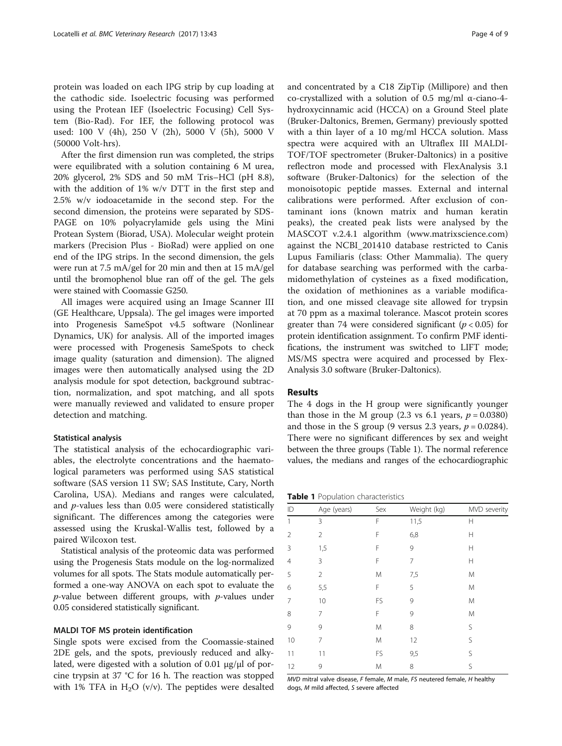protein was loaded on each IPG strip by cup loading at the cathodic side. Isoelectric focusing was performed using the Protean IEF (Isoelectric Focusing) Cell System (Bio-Rad). For IEF, the following protocol was used: 100 V (4h), 250 V (2h), 5000 V (5h), 5000 V (50000 Volt-hrs).

After the first dimension run was completed, the strips were equilibrated with a solution containing 6 M urea, 20% glycerol, 2% SDS and 50 mM Tris–HCl (pH 8.8), with the addition of 1% w/v DTT in the first step and 2.5% w/v iodoacetamide in the second step. For the second dimension, the proteins were separated by SDS-PAGE on 10% polyacrylamide gels using the Mini Protean System (Biorad, USA). Molecular weight protein markers (Precision Plus - BioRad) were applied on one end of the IPG strips. In the second dimension, the gels were run at 7.5 mA/gel for 20 min and then at 15 mA/gel until the bromophenol blue ran off of the gel. The gels were stained with Coomassie G250.

All images were acquired using an Image Scanner III (GE Healthcare, Uppsala). The gel images were imported into Progenesis SameSpot v4.5 software (Nonlinear Dynamics, UK) for analysis. All of the imported images were processed with Progenesis SameSpots to check image quality (saturation and dimension). The aligned images were then automatically analysed using the 2D analysis module for spot detection, background subtraction, normalization, and spot matching, and all spots were manually reviewed and validated to ensure proper detection and matching.

### Statistical analysis

The statistical analysis of the echocardiographic variables, the electrolyte concentrations and the haematological parameters was performed using SAS statistical software (SAS version 11 SW; SAS Institute, Cary, North Carolina, USA). Medians and ranges were calculated, and *p*-values less than 0.05 were considered statistically significant. The differences among the categories were assessed using the Kruskal-Wallis test, followed by a paired Wilcoxon test.

Statistical analysis of the proteomic data was performed using the Progenesis Stats module on the log-normalized volumes for all spots. The Stats module automatically performed a one-way ANOVA on each spot to evaluate the *p*-value between different groups, with *p*-values under 0.05 considered statistically significant.

### MALDI TOF MS protein identification

Single spots were excised from the Coomassie-stained 2DE gels, and the spots, previously reduced and alkylated, were digested with a solution of 0.01 μg/μl of porcine trypsin at 37 °C for 16 h. The reaction was stopped with 1% TFA in $H_2O$ (v/v). The peptides were desalted and concentrated by a C18 ZipTip (Millipore) and then co-crystallized with a solution of 0.5 mg/ml α-ciano-4-hydroxycinnamic acid (HCCA) on a Ground Steel plate (Bruker-Daltonics, Bremen, Germany) previously spotted with a thin layer of a 10 mg/ml HCCA solution. Mass spectra were acquired with an Ultraflex III MALDI-TOF/TOF spectrometer (Bruker-Daltonics) in a positive reflectron mode and processed with FlexAnalysis 3.1 software (Bruker-Daltonics) for the selection of the monoisotopic peptide masses. External and internal calibrations were performed. After exclusion of contaminant ions (known matrix and human keratin peaks), the created peak lists were analysed by the MASCOT v.2.4.1 algorithm (www.matrixscience.com) against the NCBI_201410 database restricted to Canis Lupus Familiaris (class: Other Mammalia). The query for database searching was performed with the carbamidomethylation of cysteines as a fixed modification, the oxidation of methionines as a variable modification, and one missed cleavage site allowed for trypsin at 70 ppm as a maximal tolerance. Mascot protein scores greater than 74 were considered significant ($p < 0.05$) for protein identification assignment. To confirm PMF identifications, the instrument was switched to LIFT mode; MS/MS spectra were acquired and processed by FlexAnalysis 3.0 software (Bruker-Daltonics).

## Results

The 4 dogs in the H group were significantly younger than those in the M group (2.3 vs 6.1 years, $p = 0.0380$) and those in the S group (9 versus 2.3 years, $p = 0.0284$). There were no significant differences by sex and weight between the three groups (Table 1). The normal reference values, the medians and ranges of the echocardiographic

**Table 1** Population characteristics

| ID | Age (years) | Sex | Weight (kg) | MVD severity |
|---|---|---|---|---|
| 1 | 3 | F | 11,5 | H |
| 2 | 2 | F | 6,8 | H |
| 3 | 1,5 | F | 9 | H |
| 4 | 3 | F | 7 | H |
| 5 | 2 | M | 7,5 | M |
| 6 | 5,5 | F | 5 | M |
| 7 | 10 | FS | 9 | M |
| 8 | 7 | F | 9 | M |
| 9 | 9 | M | 8 | S |
| 10 | 7 | M | 12 | S |
| 11 | 11 | FS | 9,5 | S |
| 12 | 9 | M | 8 | S |

*MVD* mitral valve disease, *F* female, *M* male, *FS* neutered female, *H* healthy dogs, *M* mild affected, *S* severe affected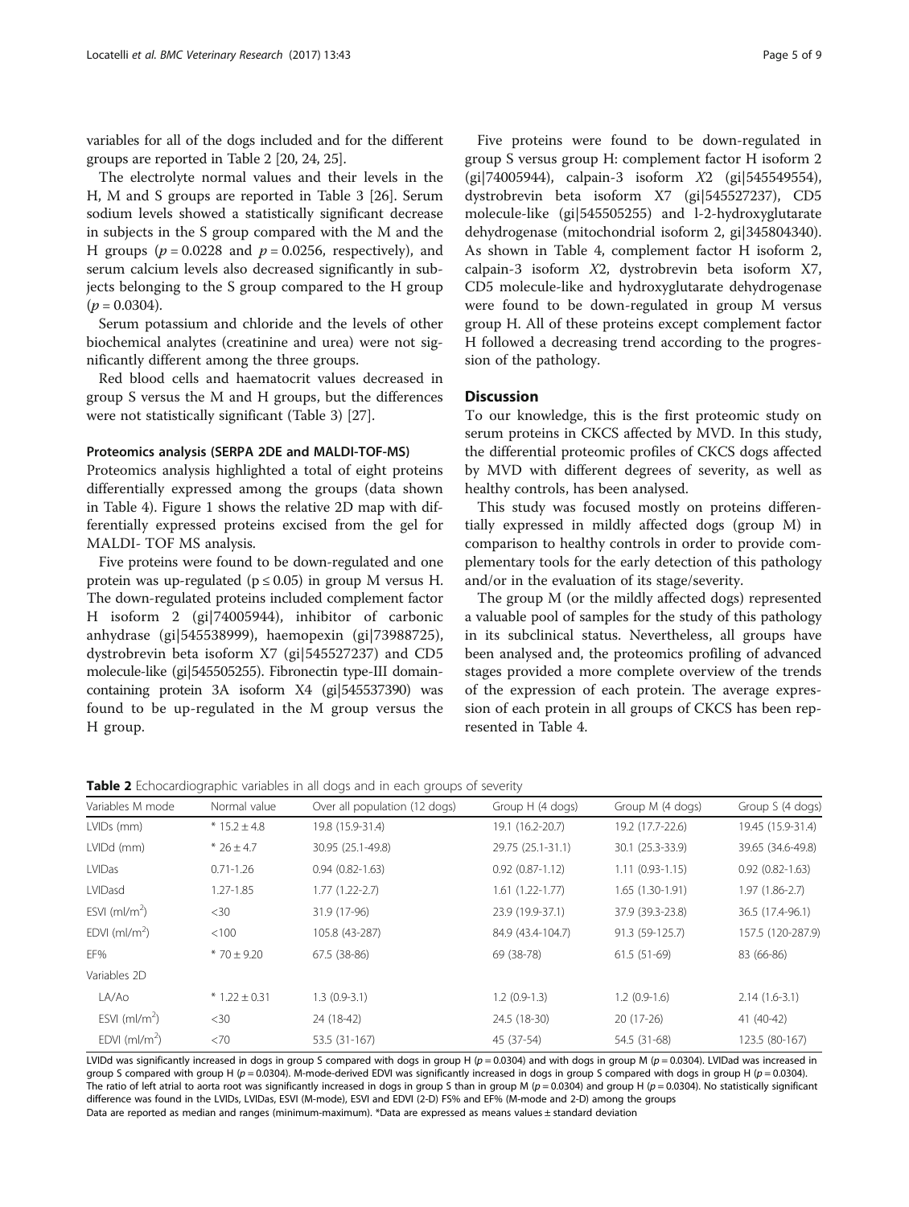variables for all of the dogs included and for the different groups are reported in Table 2 [20, 24, 25].

The electrolyte normal values and their levels in the H, M and S groups are reported in Table 3 [26]. Serum sodium levels showed a statistically significant decrease in subjects in the S group compared with the M and the H groups ($p = 0.0228$ and $p = 0.0256$, respectively), and serum calcium levels also decreased significantly in subjects belonging to the S group compared to the H group ($p = 0.0304$).

Serum potassium and chloride and the levels of other biochemical analytes (creatinine and urea) were not significantly different among the three groups.

Red blood cells and haematocrit values decreased in group S versus the M and H groups, but the differences were not statistically significant (Table 3) [27].

### Proteomics analysis (SERPA 2DE and MALDI-TOF-MS)

Proteomics analysis highlighted a total of eight proteins differentially expressed among the groups (data shown in Table 4). Figure 1 shows the relative 2D map with differentially expressed proteins excised from the gel for MALDI- TOF MS analysis.

Five proteins were found to be down-regulated and one protein was up-regulated ($p \leq 0.05$) in group M versus H. The down-regulated proteins included complement factor H isoform 2 (gi|74005944), inhibitor of carbonic anhydrase (gi|545538999), haemopexin (gi|73988725), dystrobrevin beta isoform X7 (gi|545527237) and CD5 molecule-like (gi|545505255). Fibronectin type-III domain-containing protein 3A isoform X4 (gi|545537390) was found to be up-regulated in the M group versus the H group.

Five proteins were found to be down-regulated in group S versus group H: complement factor H isoform 2 (gi|74005944), calpain-3 isoform *X*2 (gi|545549554), dystrobrevin beta isoform X7 (gi|545527237), CD5 molecule-like (gi|545505255) and l-2-hydroxyglutarate dehydrogenase (mitochondrial isoform 2, gi|345804340). As shown in Table 4, complement factor H isoform 2, calpain-3 isoform *X*2, dystrobrevin beta isoform X7, CD5 molecule-like and hydroxyglutarate dehydrogenase were found to be down-regulated in group M versus group H. All of these proteins except complement factor H followed a decreasing trend according to the progression of the pathology.

## Discussion

To our knowledge, this is the first proteomic study on serum proteins in CKCS affected by MVD. In this study, the differential proteomic profiles of CKCS dogs affected by MVD with different degrees of severity, as well as healthy controls, has been analysed.

This study was focused mostly on proteins differentially expressed in mildly affected dogs (group M) in comparison to healthy controls in order to provide complementary tools for the early detection of this pathology and/or in the evaluation of its stage/severity.

The group M (or the mildly affected dogs) represented a valuable pool of samples for the study of this pathology in its subclinical status. Nevertheless, all groups have been analysed and, the proteomics profiling of advanced stages provided a more complete overview of the trends of the expression of each protein. The average expression of each protein in all groups of CKCS has been represented in Table 4.

**Table 2** Echocardiographic variables in all dogs and in each groups of severity

| Variables M mode | Normal value | Over all population (12 dogs) | Group H (4 dogs) | Group M (4 dogs) | Group S (4 dogs) |
|---|---|---|---|---|---|
| LVIDs (mm) | * 15.2 ± 4.8 | 19.8 (15.9-31.4) | 19.1 (16.2-20.7) | 19.2 (17.7-22.6) | 19.45 (15.9-31.4) |
| LVIDd (mm) | * 26 ± 4.7 | 30.95 (25.1-49.8) | 29.75 (25.1-31.1) | 30.1 (25.3-33.9) | 39.65 (34.6-49.8) |
| LVIDas | 0.71-1.26 | 0.94 (0.82-1.63) | 0.92 (0.87-1.12) | 1.11 (0.93-1.15) | 0.92 (0.82-1.63) |
| LVIDasd | 1.27-1.85 | 1.77 (1.22-2.7) | 1.61 (1.22-1.77) | 1.65 (1.30-1.91) | 1.97 (1.86-2.7) |
| ESVI (ml/m$^2$) | <30 | 31.9 (17-96) | 23.9 (19.9-37.1) | 37.9 (39.3-23.8) | 36.5 (17.4-96.1) |
| EDVI (ml/m$^2$) | <100 | 105.8 (43-287) | 84.9 (43.4-104.7) | 91.3 (59-125.7) | 157.5 (120-287.9) |
| EF% | * 70 ± 9.20 | 67.5 (38-86) | 69 (38-78) | 61.5 (51-69) | 83 (66-86) |
| Variables 2D | | | | | |
| LA/Ao | * 1.22 ± 0.31 | 1.3 (0.9-3.1) | 1.2 (0.9-1.3) | 1.2 (0.9-1.6) | 2.14 (1.6-3.1) |
| ESVI (ml/m$^2$) | <30 | 24 (18-42) | 24.5 (18-30) | 20 (17-26) | 41 (40-42) |
| EDVI (ml/m$^2$) | <70 | 53.5 (31-167) | 45 (37-54) | 54.5 (31-68) | 123.5 (80-167) |

LVIDd was significantly increased in dogs in group S compared with dogs in group H ($p = 0.0304$) and with dogs in group M ($p = 0.0304$). LVIDad was increased in group S compared with group H ($p = 0.0304$). M-mode-derived EDVI was significantly increased in dogs in group S compared with dogs in group H ($p = 0.0304$). The ratio of left atrial to aorta root was significantly increased in dogs in group S than in group M ($p = 0.0304$) and group H ($p = 0.0304$). No statistically significant difference was found in the LVIDs, LVIDas, ESVI (M-mode), ESVI and EDVI (2-D) FS% and EF% (M-mode and 2-D) among the groups

Data are reported as median and ranges (minimum-maximum). *Data are expressed as means values ± standard deviation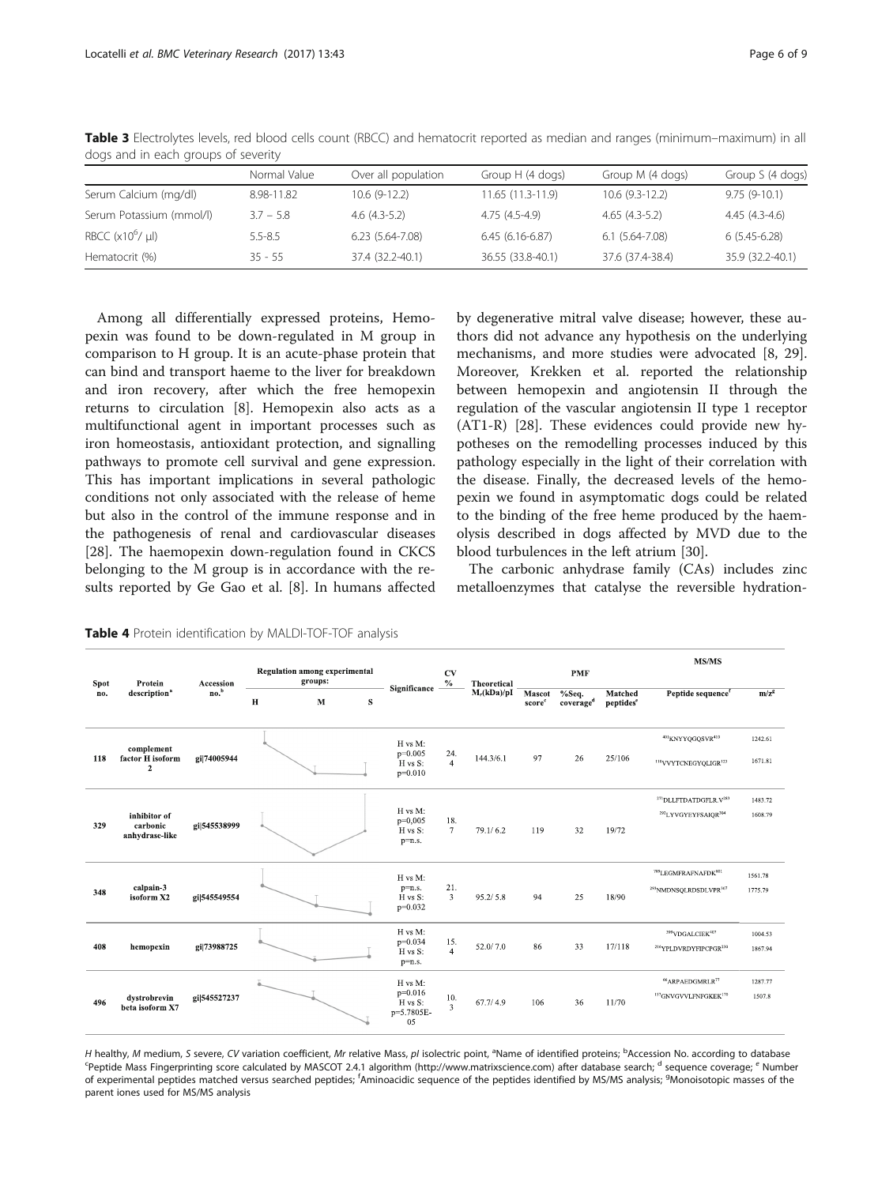**Table 3** Electrolytes levels, red blood cells count (RBCC) and hematocrit reported as median and ranges (minimum–maximum) in all dogs and in each groups of severity

| | Normal Value | Over all population | Group H (4 dogs) | Group M (4 dogs) | Group S (4 dogs) |
|---|---|---|---|---|---|
| Serum Calcium (mg/dl) | 8.98-11.82 | 10.6 (9-12.2) | 11.65 (11.3-11.9) | 10.6 (9.3-12.2) | 9.75 (9-10.1) |
| Serum Potassium (mmol/l) | 3.7 – 5.8 | 4.6 (4.3-5.2) | 4.75 (4.5-4.9) | 4.65 (4.3-5.2) | 4.45 (4.3-4.6) |
| RBCC ($x10^6$/ µl) | 5.5-8.5 | 6.23 (5.64-7.08) | 6.45 (6.16-6.87) | 6.1 (5.64-7.08) | 6 (5.45-6.28) |
| Hematocrit (%) | 35 - 55 | 37.4 (32.2-40.1) | 36.55 (33.8-40.1) | 37.6 (37.4-38.4) | 35.9 (32.2-40.1) |

Among all differentially expressed proteins, Hemopexin was found to be down-regulated in M group in comparison to H group. It is an acute-phase protein that can bind and transport haeme to the liver for breakdown and iron recovery, after which the free hemopexin returns to circulation [8]. Hemopexin also acts as a multifunctional agent in important processes such as iron homeostasis, antioxidant protection, and signalling pathways to promote cell survival and gene expression. This has important implications in several pathologic conditions not only associated with the release of heme but also in the control of the immune response and in the pathogenesis of renal and cardiovascular diseases [28]. The haemopexin down-regulation found in CKCS belonging to the M group is in accordance with the results reported by Ge Gao et al. [8]. In humans affected by degenerative mitral valve disease; however, these authors did not advance any hypothesis on the underlying mechanisms, and more studies were advocated [8, 29]. Moreover, Krekken et al. reported the relationship between hemopexin and angiotensin II through the regulation of the vascular angiotensin II type 1 receptor (AT1-R) [28]. These evidences could provide new hypotheses on the remodelling processes induced by this pathology especially in the light of their correlation with the disease. Finally, the decreased levels of the hemopexin we found in asymptomatic dogs could be related to the binding of the free heme produced by the haemolysis described in dogs affected by MVD due to the blood turbulences in the left atrium [30].

The carbonic anhydrase family (CAs) includes zinc metalloenzymes that catalyse the reversible hydration-

**Table 4** Protein identification by MALDI-TOF-TOF analysis

| Spot no. | Protein description[a] | Accession no.[b] | Regulation among experimental groups: H / M / S | Significance | CV % | Theoretical $M_r$(kDa)/pI | PMF Mascot score[c] | PMF %Seq. coverage[d] | PMF Matched peptides[e] | MS/MS Peptide sequence[f] | MS/MS m/z[g] |
|---|---|---|---|---|---|---|---|---|---|---|---|
| 118 | complement factor H isoform 2 | gi\|74005944 | | H vs M: p=0.005 H vs S: p=0.010 | 24.4 | 144.3/6.1 | 97 | 26 | 25/106 | 401KNYYQGQSVR410<br>110VVYTCNEGYQLIGR123 | 1242.61<br>1671.81 |
| 329 | inhibitor of carbonic anhydrase-like | gi\|545538999 | | H vs M: p=0,005 H vs S: p=n.s. | 18.7 | 79.1/ 6.2 | 119 | 32 | 19/72 | 271DLLFTDATDGFLR.V283<br>292LYVGYEYFSAIQR304 | 1483.72<br>1608.79 |
| 348 | calpain-3 isoform X2 | gi\|545549554 | | H vs M: p=n.s. H vs S: p=0.032 | 21.3 | 95.2/ 5.8 | 94 | 25 | 18/90 | 789LEGMFRAFNAFDK801<br>293NMDNSQLRDSDLVPR307 | 1561.78<br>1775.79 |
| 408 | hemopexin | gi\|73988725 | | H vs M: p=0.034 H vs S: p=n.s. | 15.4 | 52.0/ 7.0 | 86 | 33 | 17/118 | 398VDGALCIEK407<br>216YPLDVRDYFIPCPGR230 | 1004.53<br>1867.94 |
| 496 | dystrobrevin beta isoform X7 | gi\|545527237 | | H vs M: p=0.016 H vs S: p=5.7805E-05 | 10.3 | 67.7/ 4.9 | 106 | 36 | 11/70 | 66ARPAEDGMRLR77<br>157GNVGVVLFNFGKEK170 | 1287.77<br>1507.8 |

*H* healthy, *M* medium, *S* severe, *CV* variation coefficient, *Mr* relative Mass, *pI* isolectric point, [a]Name of identified proteins; [b]Accession No. according to database [c]Peptide Mass Fingerprinting score calculated by MASCOT 2.4.1 algorithm (http://www.matrixscience.com) after database search; [d] sequence coverage; [e] Number of experimental peptides matched versus searched peptides; [f]Aminoacidic sequence of the peptides identified by MS/MS analysis; [g]Monoisotopic masses of the parent iones used for MS/MS analysis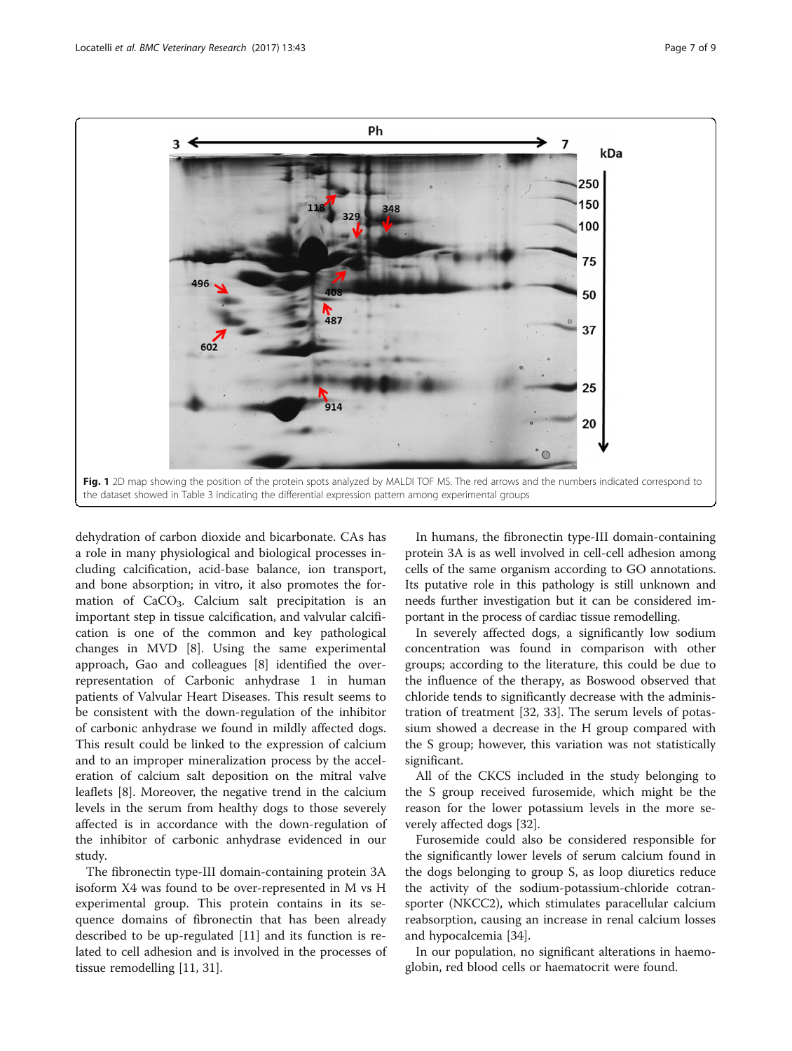Fig. 1 2D map showing the position of the protein spots analyzed by MALDI TOF MS. The red arrows and the numbers indicated correspond to the dataset showed in Table 3 indicating the differential expression pattern among experimental groups

dehydration of carbon dioxide and bicarbonate. CAs has a role in many physiological and biological processes including calcification, acid-base balance, ion transport, and bone absorption; in vitro, it also promotes the formation of $CaCO_3$. Calcium salt precipitation is an important step in tissue calcification, and valvular calcification is one of the common and key pathological changes in MVD [8]. Using the same experimental approach, Gao and colleagues [8] identified the over-representation of Carbonic anhydrase 1 in human patients of Valvular Heart Diseases. This result seems to be consistent with the down-regulation of the inhibitor of carbonic anhydrase we found in mildly affected dogs. This result could be linked to the expression of calcium and to an improper mineralization process by the acceleration of calcium salt deposition on the mitral valve leaflets [8]. Moreover, the negative trend in the calcium levels in the serum from healthy dogs to those severely affected is in accordance with the down-regulation of the inhibitor of carbonic anhydrase evidenced in our study.

The fibronectin type-III domain-containing protein 3A isoform X4 was found to be over-represented in M vs H experimental group. This protein contains in its sequence domains of fibronectin that has been already described to be up-regulated [11] and its function is related to cell adhesion and is involved in the processes of tissue remodelling [11, 31].

In humans, the fibronectin type-III domain-containing protein 3A is as well involved in cell-cell adhesion among cells of the same organism according to GO annotations. Its putative role in this pathology is still unknown and needs further investigation but it can be considered important in the process of cardiac tissue remodelling.

In severely affected dogs, a significantly low sodium concentration was found in comparison with other groups; according to the literature, this could be due to the influence of the therapy, as Boswood observed that chloride tends to significantly decrease with the administration of treatment [32, 33]. The serum levels of potassium showed a decrease in the H group compared with the S group; however, this variation was not statistically significant.

All of the CKCS included in the study belonging to the S group received furosemide, which might be the reason for the lower potassium levels in the more severely affected dogs [32].

Furosemide could also be considered responsible for the significantly lower levels of serum calcium found in the dogs belonging to group S, as loop diuretics reduce the activity of the sodium-potassium-chloride cotransporter (NKCC2), which stimulates paracellular calcium reabsorption, causing an increase in renal calcium losses and hypocalcemia [34].

In our population, no significant alterations in haemoglobin, red blood cells or haematocrit were found.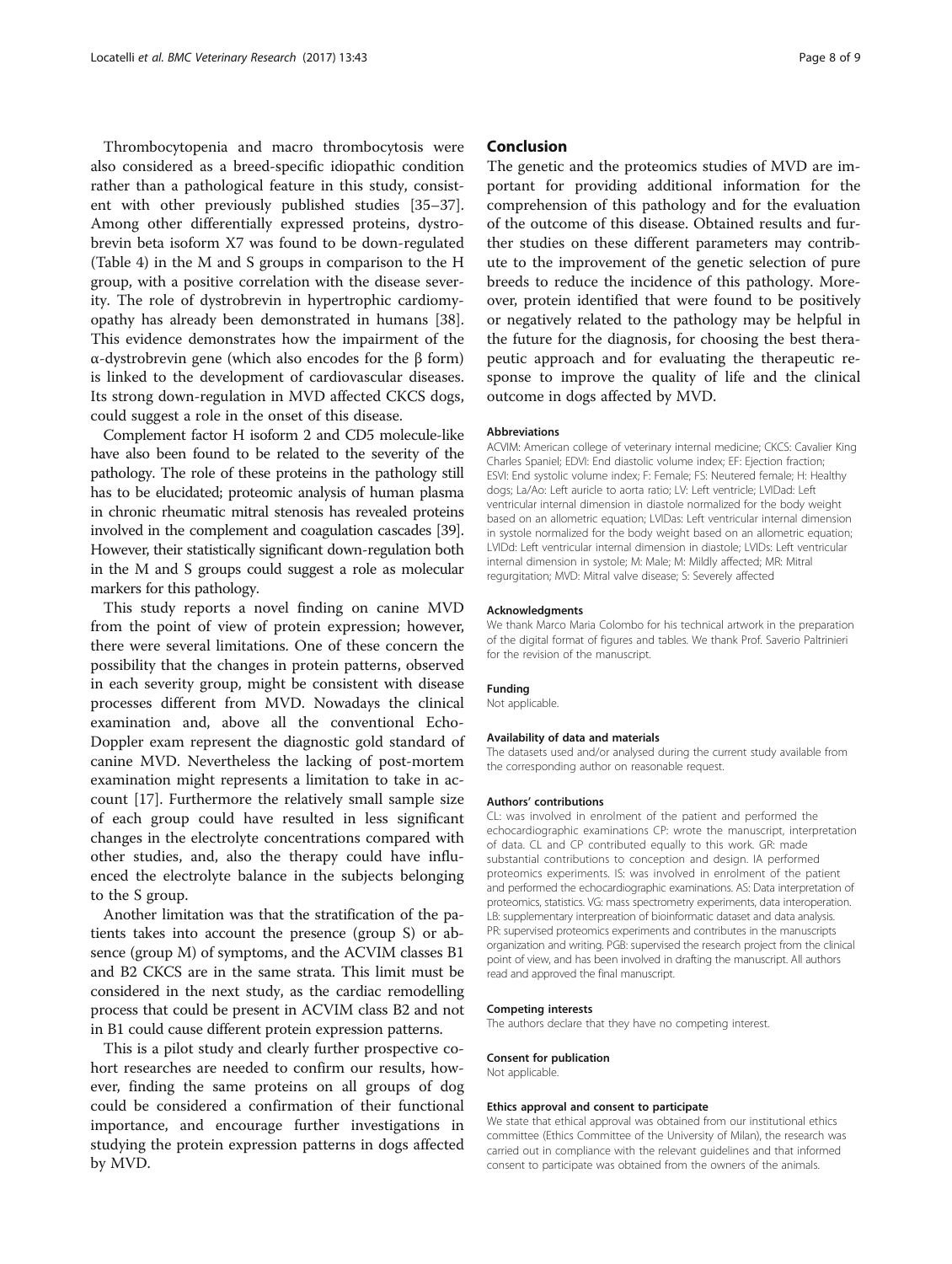Thrombocytopenia and macro thrombocytosis were also considered as a breed-specific idiopathic condition rather than a pathological feature in this study, consistent with other previously published studies [35–37]. Among other differentially expressed proteins, dystrobrevin beta isoform X7 was found to be down-regulated (Table 4) in the M and S groups in comparison to the H group, with a positive correlation with the disease severity. The role of dystrobrevin in hypertrophic cardiomyopathy has already been demonstrated in humans [38]. This evidence demonstrates how the impairment of the α-dystrobrevin gene (which also encodes for the β form) is linked to the development of cardiovascular diseases. Its strong down-regulation in MVD affected CKCS dogs, could suggest a role in the onset of this disease.

Complement factor H isoform 2 and CD5 molecule-like have also been found to be related to the severity of the pathology. The role of these proteins in the pathology still has to be elucidated; proteomic analysis of human plasma in chronic rheumatic mitral stenosis has revealed proteins involved in the complement and coagulation cascades [39]. However, their statistically significant down-regulation both in the M and S groups could suggest a role as molecular markers for this pathology.

This study reports a novel finding on canine MVD from the point of view of protein expression; however, there were several limitations. One of these concern the possibility that the changes in protein patterns, observed in each severity group, might be consistent with disease processes different from MVD. Nowadays the clinical examination and, above all the conventional Echo-Doppler exam represent the diagnostic gold standard of canine MVD. Nevertheless the lacking of post-mortem examination might represents a limitation to take in account [17]. Furthermore the relatively small sample size of each group could have resulted in less significant changes in the electrolyte concentrations compared with other studies, and, also the therapy could have influenced the electrolyte balance in the subjects belonging to the S group.

Another limitation was that the stratification of the patients takes into account the presence (group S) or absence (group M) of symptoms, and the ACVIM classes B1 and B2 CKCS are in the same strata. This limit must be considered in the next study, as the cardiac remodelling process that could be present in ACVIM class B2 and not in B1 could cause different protein expression patterns.

This is a pilot study and clearly further prospective cohort researches are needed to confirm our results, however, finding the same proteins on all groups of dog could be considered a confirmation of their functional importance, and encourage further investigations in studying the protein expression patterns in dogs affected by MVD.

## Conclusion

The genetic and the proteomics studies of MVD are important for providing additional information for the comprehension of this pathology and for the evaluation of the outcome of this disease. Obtained results and further studies on these different parameters may contribute to the improvement of the genetic selection of pure breeds to reduce the incidence of this pathology. Moreover, protein identified that were found to be positively or negatively related to the pathology may be helpful in the future for the diagnosis, for choosing the best therapeutic approach and for evaluating the therapeutic response to improve the quality of life and the clinical outcome in dogs affected by MVD.

#### Abbreviations

ACVIM: American college of veterinary internal medicine; CKCS: Cavalier King Charles Spaniel; EDVI: End diastolic volume index; EF: Ejection fraction; ESVI: End systolic volume index; F: Female; FS: Neutered female; H: Healthy dogs; La/Ao: Left auricle to aorta ratio; LV: Left ventricle; LVIDad: Left ventricular internal dimension in diastole normalized for the body weight based on an allometric equation; LVIDas: Left ventricular internal dimension in systole normalized for the body weight based on an allometric equation; LVIDd: Left ventricular internal dimension in diastole; LVIDs: Left ventricular internal dimension in systole; M: Male; M: Mildly affected; MR: Mitral regurgitation; MVD: Mitral valve disease; S: Severely affected

#### Acknowledgments

We thank Marco Maria Colombo for his technical artwork in the preparation of the digital format of figures and tables. We thank Prof. Saverio Paltrinieri for the revision of the manuscript.

#### Funding

Not applicable.

#### Availability of data and materials

The datasets used and/or analysed during the current study available from the corresponding author on reasonable request.

#### Authors' contributions

CL: was involved in enrolment of the patient and performed the echocardiographic examinations CP: wrote the manuscript, interpretation of data. CL and CP contributed equally to this work. GR: made substantial contributions to conception and design. IA performed proteomics experiments. IS: was involved in enrolment of the patient and performed the echocardiographic examinations. AS: Data interpretation of proteomics, statistics. VG: mass spectrometry experiments, data interoperation. LB: supplementary interpretation of bioinformatic dataset and data analysis. PR: supervised proteomics experiments and contributes in the manuscripts organization and writing. PGB: supervised the research project from the clinical point of view, and has been involved in drafting the manuscript. All authors read and approved the final manuscript.

#### Competing interests

The authors declare that they have no competing interest.

#### Consent for publication

Not applicable.

#### Ethics approval and consent to participate

We state that ethical approval was obtained from our institutional ethics committee (Ethics Committee of the University of Milan), the research was carried out in compliance with the relevant guidelines and that informed consent to participate was obtained from the owners of the animals.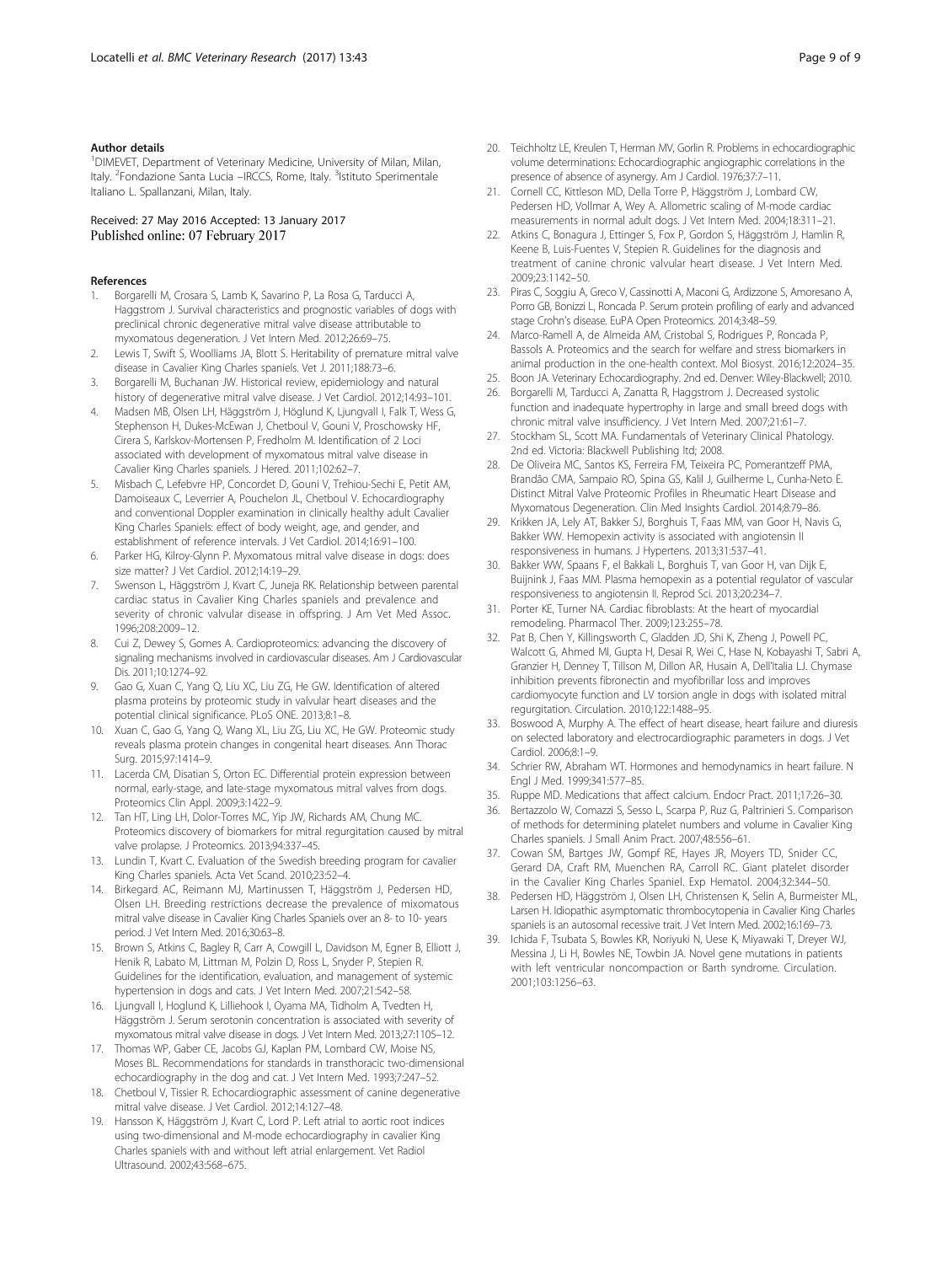## Author details

[1]DIMEVET, Department of Veterinary Medicine, University of Milan, Milan, Italy. [2]Fondazione Santa Lucia –IRCCS, Rome, Italy. [3]Istituto Sperimentale Italiano L. Spallanzani, Milan, Italy.

Received: 27 May 2016 Accepted: 13 January 2017
Published online: 07 February 2017

## References

1. Borgarelli M, Crosara S, Lamb K, Savarino P, La Rosa G, Tarducci A, Haggstrom J. Survival characteristics and prognostic variables of dogs with preclinical chronic degenerative mitral valve disease attributable to myxomatous degeneration. J Vet Intern Med. 2012;26:69–75.
2. Lewis T, Swift S, Woolliams JA, Blott S. Heritability of premature mitral valve disease in Cavalier King Charles spaniels. Vet J. 2011;188:73–6.
3. Borgarelli M, Buchanan JW. Historical review, epidemiology and natural history of degenerative mitral valve disease. J Vet Cardiol. 2012;14:93–101.
4. Madsen MB, Olsen LH, Häggström J, Höglund K, Ljungvall I, Falk T, Wess G, Stephenson H, Dukes-McEwan J, Chetboul V, Gouni V, Proschowsky HF, Cirera S, Karlskov-Mortensen P, Fredholm M. Identification of 2 Loci associated with development of myxomatous mitral valve disease in Cavalier King Charles spaniels. J Hered. 2011;102:62–7.
5. Misbach C, Lefebvre HP, Concordet D, Gouni V, Trehiou-Sechi E, Petit AM, Damoiseaux C, Leverrier A, Pouchelon JL, Chetboul V. Echocardiography and conventional Doppler examination in clinically healthy adult Cavalier King Charles Spaniels: effect of body weight, age, and gender, and establishment of reference intervals. J Vet Cardiol. 2014;16:91–100.
6. Parker HG, Kilroy-Glynn P. Myxomatous mitral valve disease in dogs: does size matter? J Vet Cardiol. 2012;14:19–29.
7. Swenson L, Häggström J, Kvart C, Juneja RK. Relationship between parental cardiac status in Cavalier King Charles spaniels and prevalence and severity of chronic valvular disease in offspring. J Am Vet Med Assoc. 1996;208:2009–12.
8. Cui Z, Dewey S, Gomes A. Cardioproteomics: advancing the discovery of signaling mechanisms involved in cardiovascular diseases. Am J Cardiovascular Dis. 2011;10:1274–92.
9. Gao G, Xuan C, Yang Q, Liu XC, Liu ZG, He GW. Identification of altered plasma proteins by proteomic study in valvular heart diseases and the potential clinical significance. PLoS ONE. 2013;8:1–8.
10. Xuan C, Gao G, Yang Q, Wang XL, Liu ZG, Liu XC, He GW. Proteomic study reveals plasma protein changes in congenital heart diseases. Ann Thorac Surg. 2015;97:1414–9.
11. Lacerda CM, Disatian S, Orton EC. Differential protein expression between normal, early-stage, and late-stage myxomatous mitral valves from dogs. Proteomics Clin Appl. 2009;3:1422–9.
12. Tan HT, Ling LH, Dolor-Torres MC, Yip JW, Richards AM, Chung MC. Proteomics discovery of biomarkers for mitral regurgitation caused by mitral valve prolapse. J Proteomics. 2013;94:337–45.
13. Lundin T, Kvart C. Evaluation of the Swedish breeding program for cavalier King Charles spaniels. Acta Vet Scand. 2010;23:52–4.
14. Birkegard AC, Reimann MJ, Martinussen T, Häggström J, Pedersen HD, Olsen LH. Breeding restrictions decrease the prevalence of mixomatous mitral valve disease in Cavalier King Charles Spaniels over an 8- to 10- years period. J Vet Intern Med. 2016;30:63–8.
15. Brown S, Atkins C, Bagley R, Carr A, Cowgill L, Davidson M, Egner B, Elliott J, Henik R, Labato M, Littman M, Polzin D, Ross L, Snyder P, Stepien R. Guidelines for the identification, evaluation, and management of systemic hypertension in dogs and cats. J Vet Intern Med. 2007;21:542–58.
16. Ljungvall I, Hoglund K, Lilliehook I, Oyama MA, Tidholm A, Tvedten H, Häggström J. Serum serotonin concentration is associated with severity of myxomatous mitral valve disease in dogs. J Vet Intern Med. 2013;27:1105–12.
17. Thomas WP, Gaber CE, Jacobs GJ, Kaplan PM, Lombard CW, Moise NS, Moses BL. Recommendations for standards in transthoracic two-dimensional echocardiography in the dog and cat. J Vet Intern Med. 1993;7:247–52.
18. Chetboul V, Tissier R. Echocardiographic assessment of canine degenerative mitral valve disease. J Vet Cardiol. 2012;14:127–48.
19. Hansson K, Häggström J, Kvart C, Lord P. Left atrial to aortic root indices using two-dimensional and M-mode echocardiography in cavalier King Charles spaniels with and without left atrial enlargement. Vet Radiol Ultrasound. 2002;43:568–675.
20. Teichholtz LE, Kreulen T, Herman MV, Gorlin R. Problems in echocardiographic volume determinations: Echocardiographic angiographic correlations in the presence of absence of asynergy. Am J Cardiol. 1976;37:7–11.
21. Cornell CC, Kittleson MD, Della Torre P, Häggström J, Lombard CW, Pedersen HD, Vollmar A, Wey A. Allometric scaling of M-mode cardiac measurements in normal adult dogs. J Vet Intern Med. 2004;18:311–21.
22. Atkins C, Bonagura J, Ettinger S, Fox P, Gordon S, Häggström J, Hamlin R, Keene B, Luis-Fuentes V, Stepien R. Guidelines for the diagnosis and treatment of canine chronic valvular heart disease. J Vet Intern Med. 2009;23:1142–50.
23. Piras C, Soggiu A, Greco V, Cassinotti A, Maconi G, Ardizzone S, Amoresano A, Porro GB, Bonizzi L, Roncada P. Serum protein profiling of early and advanced stage Crohn's disease. EuPA Open Proteomics. 2014;3:48–59.
24. Marco-Ramell A, de Almeida AM, Cristobal S, Rodrigues P, Roncada P, Bassols A. Proteomics and the search for welfare and stress biomarkers in animal production in the one-health context. Mol Biosyst. 2016;12:2024–35.
25. Boon JA. Veterinary Echocardiography. 2nd ed. Denver: Wiley-Blackwell; 2010.
26. Borgarelli M, Tarducci A, Zanatta R, Haggstrom J. Decreased systolic function and inadequate hypertrophy in large and small breed dogs with chronic mitral valve insufficiency. J Vet Intern Med. 2007;21:61–7.
27. Stockham SL, Scott MA. Fundamentals of Veterinary Clinical Phatology. 2nd ed. Victoria: Blackwell Publishing ltd; 2008.
28. De Oliveira MC, Santos KS, Ferreira FM, Teixeira PC, Pomerantzeff PMA, Brandão CMA, Sampaio RO, Spina GS, Kalil J, Guilherme L, Cunha-Neto E. Distinct Mitral Valve Proteomic Profiles in Rheumatic Heart Disease and Myxomatous Degeneration. Clin Med Insights Cardiol. 2014;8:79–86.
29. Krikken JA, Lely AT, Bakker SJ, Borghuis T, Faas MM, van Goor H, Navis G, Bakker WW. Hemopexin activity is associated with angiotensin II responsiveness in humans. J Hypertens. 2013;31:537–41.
30. Bakker WW, Spaans F, el Bakkali L, Borghuis T, van Goor H, van Dijk E, Buijnink J, Faas MM. Plasma hemopexin as a potential regulator of vascular responsiveness to angiotensin II. Reprod Sci. 2013;20:234–7.
31. Porter KE, Turner NA. Cardiac fibroblasts: At the heart of myocardial remodeling. Pharmacol Ther. 2009;123:255–78.
32. Pat B, Chen Y, Killingsworth C, Gladden JD, Shi K, Zheng J, Powell PC, Walcott G, Ahmed MI, Gupta H, Desai R, Wei C, Hase N, Kobayashi T, Sabri A, Granzier H, Denney T, Tillson M, Dillon AR, Husain A, Dell'Italia LJ. Chymase inhibition prevents fibronectin and myofibrillar loss and improves cardiomyocyte function and LV torsion angle in dogs with isolated mitral regurgitation. Circulation. 2010;122:1488–95.
33. Boswood A, Murphy A. The effect of heart disease, heart failure and diuresis on selected laboratory and electrocardiographic parameters in dogs. J Vet Cardiol. 2006;8:1–9.
34. Schrier RW, Abraham WT. Hormones and hemodynamics in heart failure. N Engl J Med. 1999;341:577–85.
35. Ruppe MD. Medications that affect calcium. Endocr Pract. 2011;17:26–30.
36. Bertazzolo W, Comazzi S, Sesso L, Scarpa P, Ruz G, Paltrinieri S. Comparison of methods for determining platelet numbers and volume in Cavalier King Charles spaniels. J Small Anim Pract. 2007;48:556–61.
37. Cowan SM, Bartges JW, Gompf RE, Hayes JR, Moyers TD, Snider CC, Gerard DA, Craft RM, Muenchen RA, Carroll RC. Giant platelet disorder in the Cavalier King Charles Spaniel. Exp Hematol. 2004;32:344–50.
38. Pedersen HD, Häggström J, Olsen LH, Christensen K, Selin A, Burmeister ML, Larsen H. Idiopathic asymptomatic thrombocytopenia in Cavalier King Charles spaniels is an autosomal recessive trait. J Vet Intern Med. 2002;16:169–73.
39. Ichida F, Tsubata S, Bowles KR, Noriyuki N, Uese K, Miyawaki T, Dreyer WJ, Messina J, Li H, Bowles NE, Towbin JA. Novel gene mutations in patients with left ventricular noncompaction or Barth syndrome. Circulation. 2001;103:1256–63.